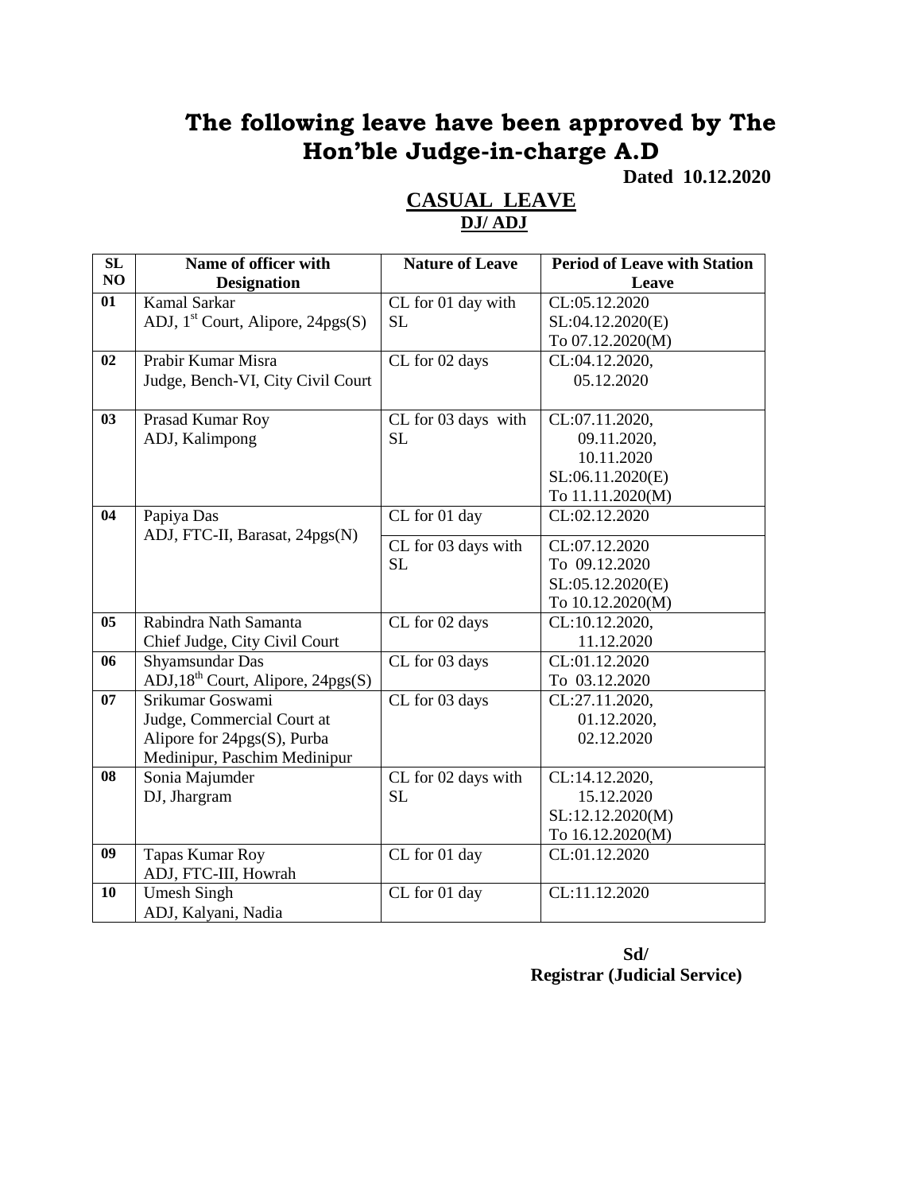# The following leave have been approved by The Hon'ble Judge-in-charge A.D

**Dated 10.12.2020**

## CASUAL LEAVE

### DJ/ ADJ

| SL NO | Name of officer with Designation | Nature of Leave | Period of Leave with Station Leave |
|---|---|---|---|
| 01 | Kamal Sarkar<br>ADJ, 1st Court, Alipore, 24pgs(S) | CL for 01 day with SL | CL:05.12.2020<br>SL:04.12.2020(E)<br>To 07.12.2020(M) |
| 02 | Prabir Kumar Misra<br>Judge, Bench-VI, City Civil Court | CL for 02 days | CL:04.12.2020,<br>05.12.2020 |
| 03 | Prasad Kumar Roy<br>ADJ, Kalimpong | CL for 03 days with SL | CL:07.11.2020,<br>09.11.2020,<br>10.11.2020<br>SL:06.11.2020(E)<br>To 11.11.2020(M) |
| 04 | Papiya Das<br>ADJ, FTC-II, Barasat, 24pgs(N) | CL for 01 day | CL:02.12.2020 |
| | | CL for 03 days with SL | CL:07.12.2020<br>To 09.12.2020<br>SL:05.12.2020(E)<br>To 10.12.2020(M) |
| 05 | Rabindra Nath Samanta<br>Chief Judge, City Civil Court | CL for 02 days | CL:10.12.2020,<br>11.12.2020 |
| 06 | Shyamsundar Das<br>ADJ,18th Court, Alipore, 24pgs(S) | CL for 03 days | CL:01.12.2020<br>To 03.12.2020 |
| 07 | Srikumar Goswami<br>Judge, Commercial Court at Alipore for 24pgs(S), Purba Medinipur, Paschim Medinipur | CL for 03 days | CL:27.11.2020,<br>01.12.2020,<br>02.12.2020 |
| 08 | Sonia Majumder<br>DJ, Jhargram | CL for 02 days with SL | CL:14.12.2020,<br>15.12.2020<br>SL:12.12.2020(M)<br>To 16.12.2020(M) |
| 09 | Tapas Kumar Roy<br>ADJ, FTC-III, Howrah | CL for 01 day | CL:01.12.2020 |
| 10 | Umesh Singh<br>ADJ, Kalyani, Nadia | CL for 01 day | CL:11.12.2020 |

**Sd/**
**Registrar (Judicial Service)**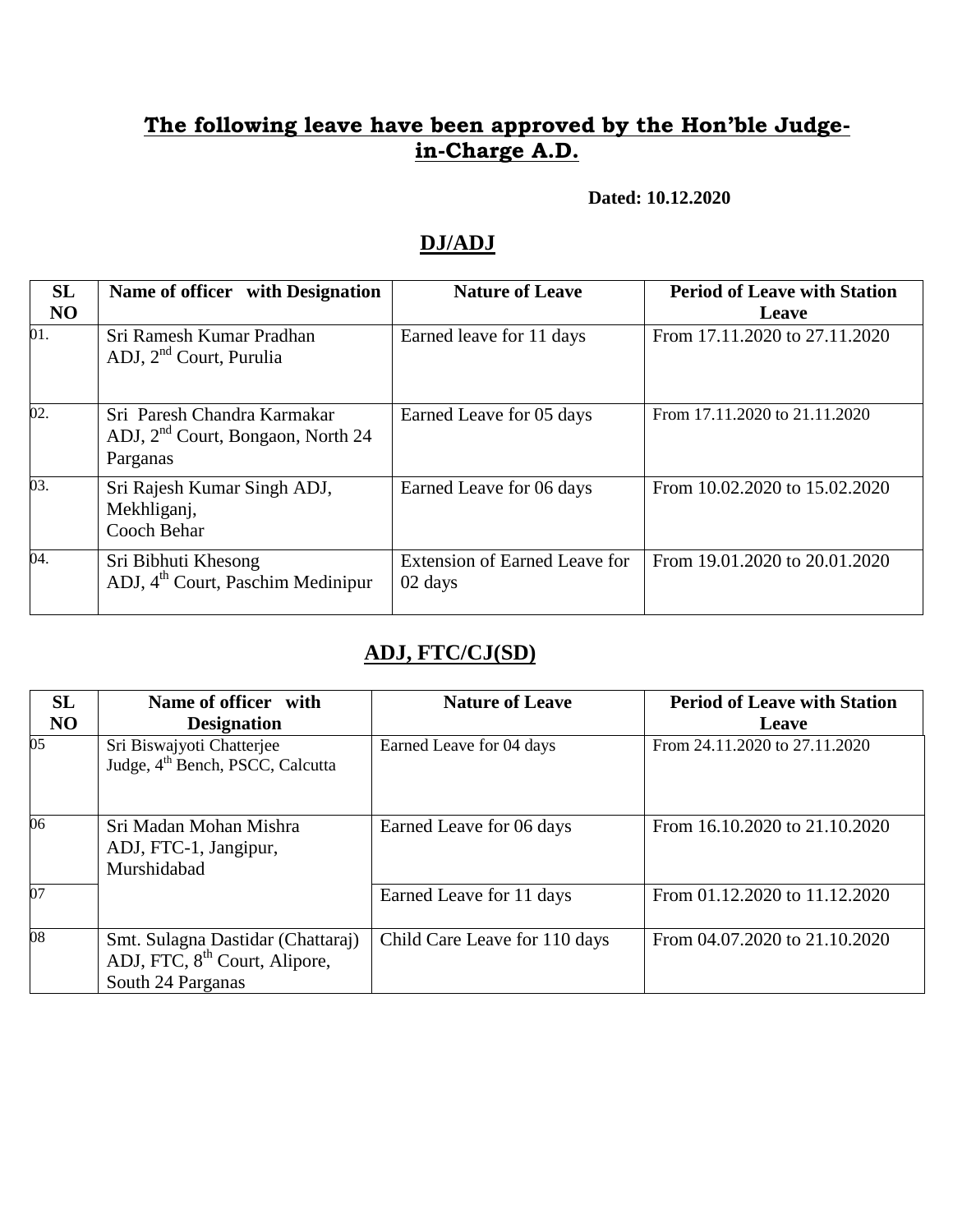## The following leave have been approved by the Hon'ble Judge-in-Charge A.D.

**Dated: 10.12.2020**

## DJ/ADJ

| SL NO | Name of officer with Designation | Nature of Leave | Period of Leave with Station Leave |
|---|---|---|---|
| 01. | Sri Ramesh Kumar Pradhan ADJ, 2nd Court, Purulia | Earned leave for 11 days | From 17.11.2020 to 27.11.2020 |
| 02. | Sri Paresh Chandra Karmakar ADJ, 2nd Court, Bongaon, North 24 Parganas | Earned Leave for 05 days | From 17.11.2020 to 21.11.2020 |
| 03. | Sri Rajesh Kumar Singh ADJ, Mekhliganj, Cooch Behar | Earned Leave for 06 days | From 10.02.2020 to 15.02.2020 |
| 04. | Sri Bibhuti Khesong ADJ, 4th Court, Paschim Medinipur | Extension of Earned Leave for 02 days | From 19.01.2020 to 20.01.2020 |

## ADJ, FTC/CJ(SD)

| SL NO | Name of officer with Designation | Nature of Leave | Period of Leave with Station Leave |
|---|---|---|---|
| 05 | Sri Biswajyoti Chatterjee Judge, 4th Bench, PSCC, Calcutta | Earned Leave for 04 days | From 24.11.2020 to 27.11.2020 |
| 06 | Sri Madan Mohan Mishra ADJ, FTC-1, Jangipur, Murshidabad | Earned Leave for 06 days | From 16.10.2020 to 21.10.2020 |
| 07 | | Earned Leave for 11 days | From 01.12.2020 to 11.12.2020 |
| 08 | Smt. Sulagna Dastidar (Chattaraj) ADJ, FTC, 8th Court, Alipore, South 24 Parganas | Child Care Leave for 110 days | From 04.07.2020 to 21.10.2020 |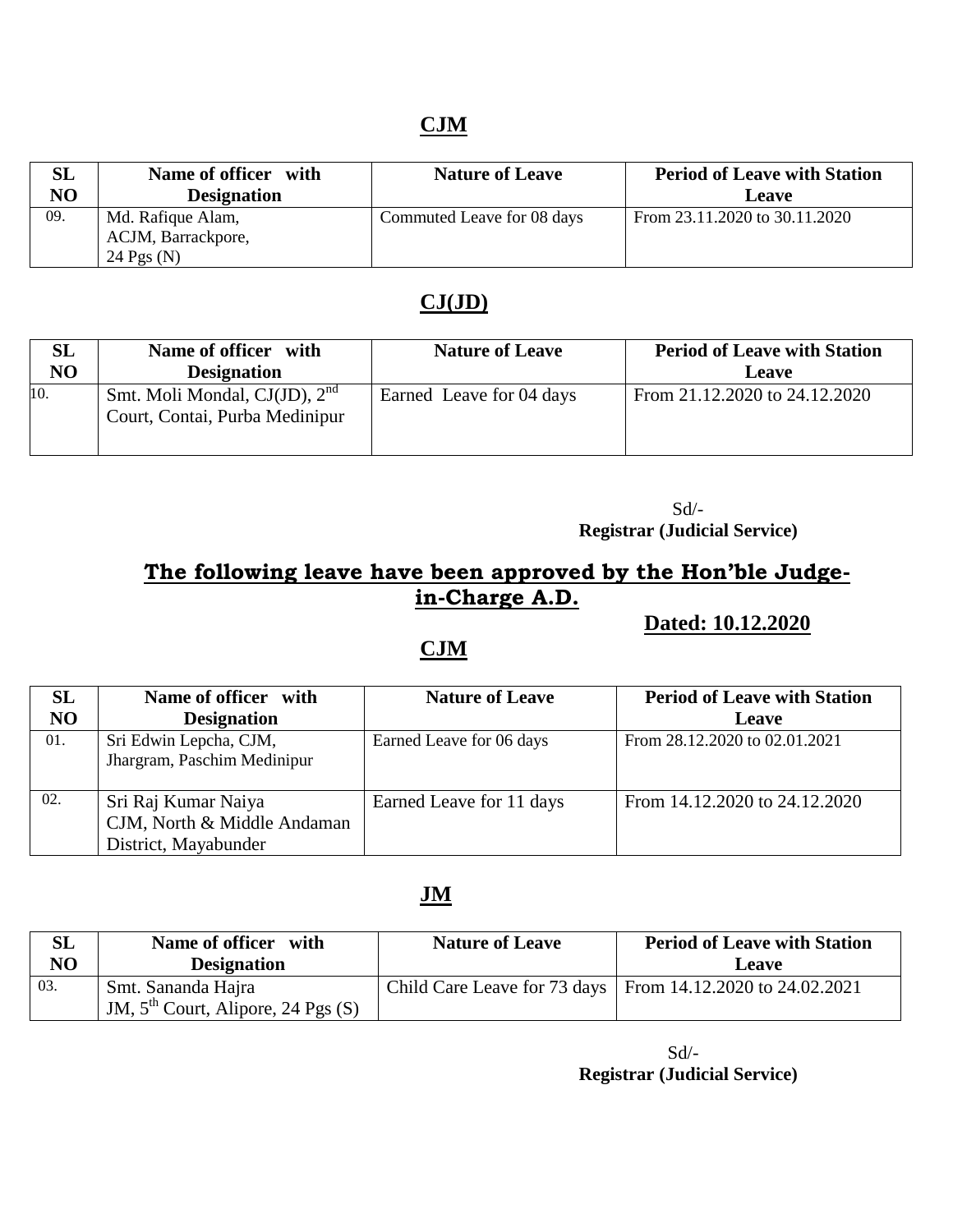## CJM

| SL NO | Name of officer with Designation | Nature of Leave | Period of Leave with Station Leave |
|---|---|---|---|
| 09. | Md. Rafique Alam, ACJM, Barrackpore, 24 Pgs (N) | Commuted Leave for 08 days | From 23.11.2020 to 30.11.2020 |

## CJ(JD)

| SL NO | Name of officer with Designation | Nature of Leave | Period of Leave with Station Leave |
|---|---|---|---|
| 10. | Smt. Moli Mondal, CJ(JD), 2nd Court, Contai, Purba Medinipur | Earned Leave for 04 days | From 21.12.2020 to 24.12.2020 |

Sd/-
**Registrar (Judicial Service)**

## The following leave have been approved by the Hon'ble Judge-in-Charge A.D.

**Dated: 10.12.2020**

## CJM

| SL NO | Name of officer with Designation | Nature of Leave | Period of Leave with Station Leave |
|---|---|---|---|
| 01. | Sri Edwin Lepcha, CJM, Jhargram, Paschim Medinipur | Earned Leave for 06 days | From 28.12.2020 to 02.01.2021 |
| 02. | Sri Raj Kumar Naiya CJM, North & Middle Andaman District, Mayabunder | Earned Leave for 11 days | From 14.12.2020 to 24.12.2020 |

## JM

| SL NO | Name of officer with Designation | Nature of Leave | Period of Leave with Station Leave |
|---|---|---|---|
| 03. | Smt. Sananda Hajra JM, 5th Court, Alipore, 24 Pgs (S) | Child Care Leave for 73 days | From 14.12.2020 to 24.02.2021 |

Sd/-
**Registrar (Judicial Service)**